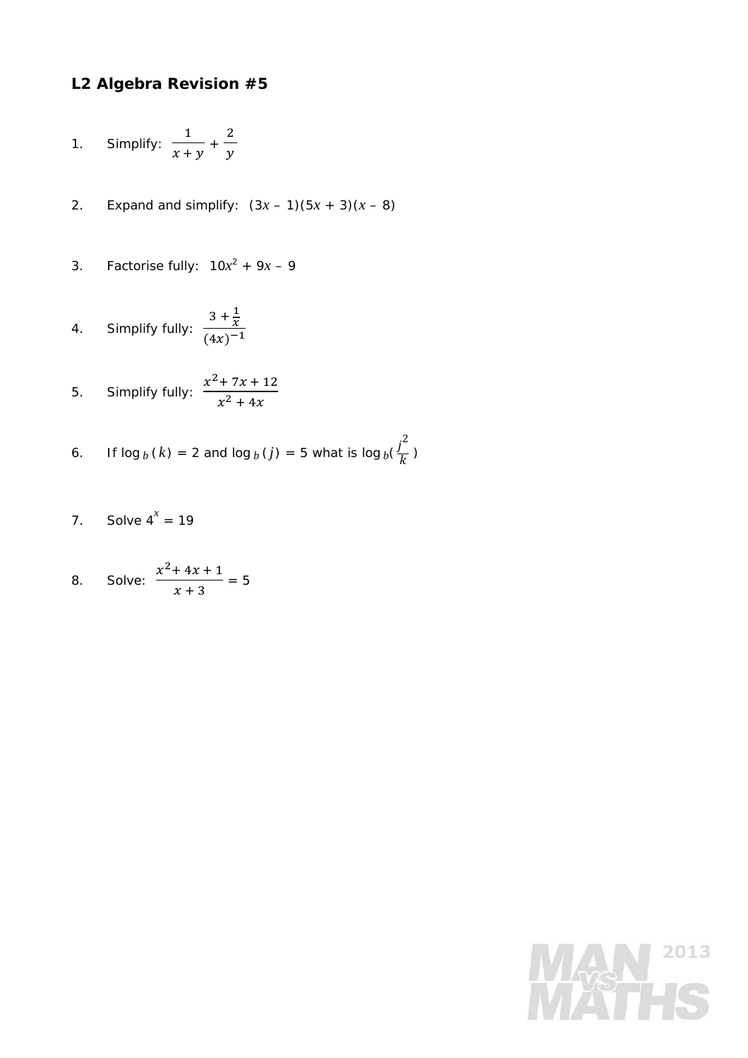# L2 Algebra Revision #5

1. Simplify: $\frac{1}{x+y} + \frac{2}{y}$

2. Expand and simplify: $(3x - 1)(5x + 3)(x - 8)$

3. Factorise fully: $10x^2 + 9x - 9$

4. Simplify fully: $\frac{3 + \frac{1}{x}}{(4x)^{-1}}$

5. Simplify fully: $\frac{x^2 + 7x + 12}{x^2 + 4x}$

6. If $\log_b(k) = 2$ and $\log_b(j) = 5$ what is $\log_b(\frac{j^2}{k})$

7. Solve $4^x = 19$

8. Solve: $\frac{x^2 + 4x + 1}{x + 3} = 5$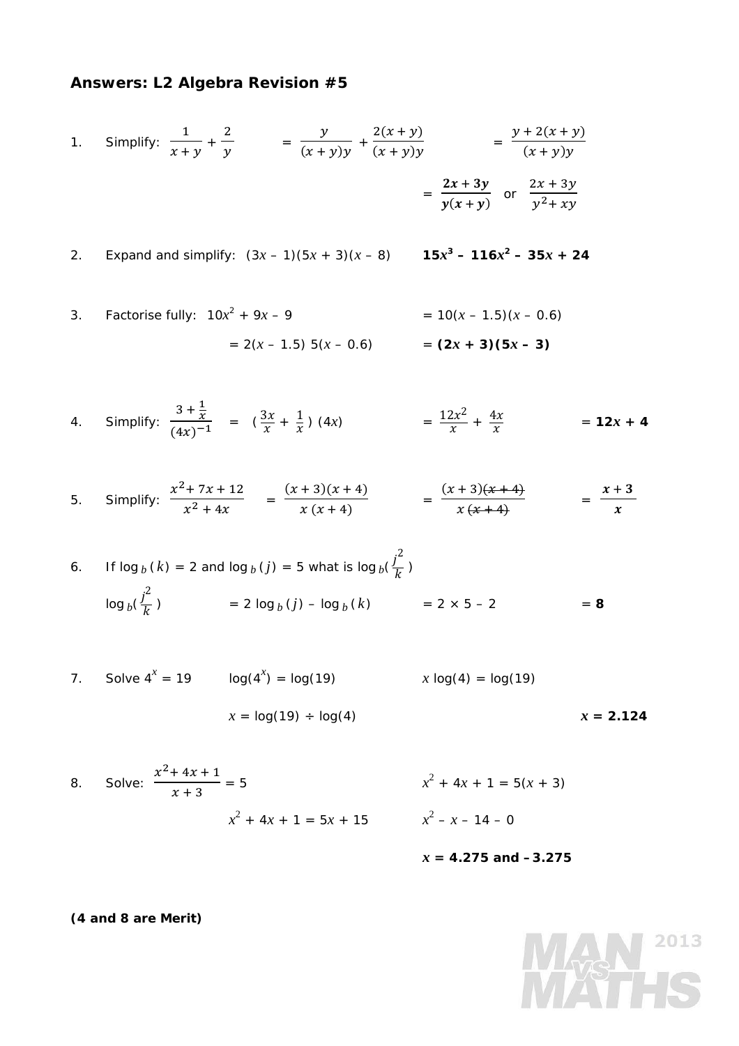**Answers: L2 Algebra Revision #5**

1. Simplify: $\frac{1}{x+y} + \frac{2}{y}$ $= \frac{y}{(x+y)y} + \frac{2(x+y)}{(x+y)y}$ $= \frac{y + 2(x+y)}{(x+y)y}$

   $= \mathbf{\frac{2x+3y}{y(x+y)}}$ or $\frac{2x+3y}{y^2+xy}$

2. Expand and simplify: $(3x - 1)(5x + 3)(x - 8)$ $\mathbf{15x^3 - 116x^2 - 35x + 24}$

3. Factorise fully: $10x^2 + 9x - 9$ $= 10(x - 1.5)(x - 0.6)$

   $= 2(x - 1.5)\ 5(x - 0.6)$ $= \mathbf{(2x + 3)(5x - 3)}$

4. Simplify: $\frac{3 + \frac{1}{x}}{(4x)^{-1}}$ $= \left(\frac{3x}{x} + \frac{1}{x}\right)(4x)$ $= \frac{12x^2}{x} + \frac{4x}{x}$ $= \mathbf{12x + 4}$

5. Simplify: $\frac{x^2 + 7x + 12}{x^2 + 4x}$ $= \frac{(x+3)(x+4)}{x\,(x+4)}$ $= \frac{(x+3)\cancel{(x+4)}}{x\,\cancel{(x+4)}}$ $= \mathbf{\frac{x+3}{x}}$

6. If $\log_b(k) = 2$ and $\log_b(j) = 5$ what is $\log_b(\frac{j^2}{k})$

   $\log_b(\frac{j^2}{k})$ $= 2\log_b(j) - \log_b(k)$ $= 2 \times 5 - 2$ $= \mathbf{8}$

7. Solve $4^x = 19$ $\log(4^x) = \log(19)$ $x\log(4) = \log(19)$

   $x = \log(19) \div \log(4)$ $\mathbf{x = 2.124}$

8. Solve: $\frac{x^2 + 4x + 1}{x + 3} = 5$ $x^2 + 4x + 1 = 5(x + 3)$

   $x^2 + 4x + 1 = 5x + 15$ $x^2 - x - 14 - 0$

   $\mathbf{x = 4.275}$ **and** $\mathbf{-3.275}$

**(4 and 8 are Merit)**